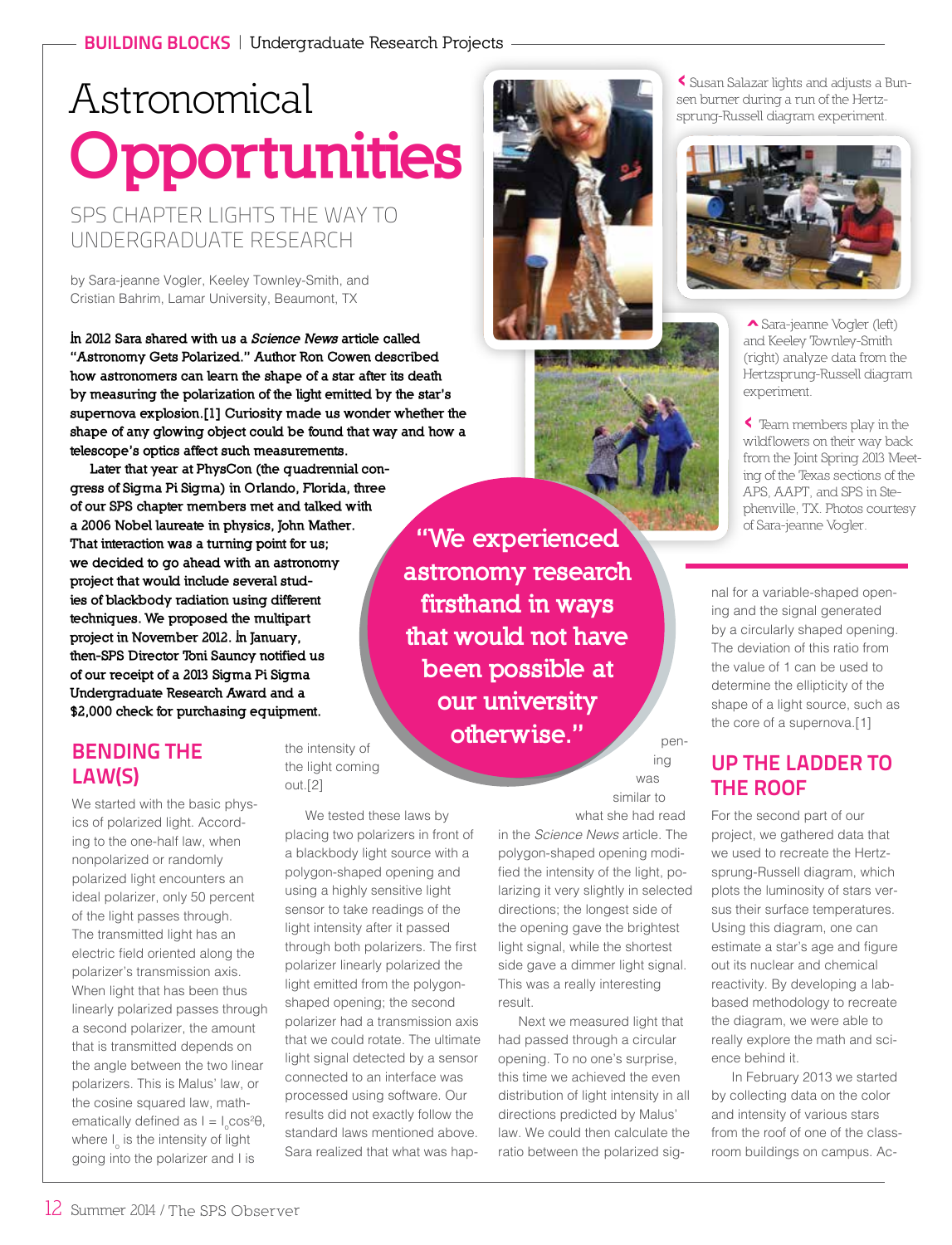# Astronomical Opportunities

## SPS CHAPTER LIGHTS THE WAY TO UNDERGRADUATE RESEARCH

by Sara-jeanne Vogler, Keeley Townley-Smith, and Cristian Bahrim, Lamar University, Beaumont, TX

**In 2012 Sara shared with us a *Science News* article called "Astronomy Gets Polarized." Author Ron Cowen described how astronomers can learn the shape of a star after its death by measuring the polarization of the light emitted by the star's supernova explosion.[1] Curiosity made us wonder whether the shape of any glowing object could be found that way and how a telescope's optics affect such measurements.**

**Later that year at PhysCon (the quadrennial congress of Sigma Pi Sigma) in Orlando, Florida, three of our SPS chapter members met and talked with a 2006 Nobel laureate in physics, John Mather. That interaction was a turning point for us; we decided to go ahead with an astronomy project that would include several studies of blackbody radiation using different techniques. We proposed the multipart project in November 2012. In January, then-SPS Director Toni Sauncy notified us of our receipt of a 2013 Sigma Pi Sigma Undergraduate Research Award and a $2,000 check for purchasing equipment.**

> "We experienced astronomy research firsthand in ways that would not have been possible at our university otherwise."

### BENDING THE LAW(S)

We started with the basic physics of polarized light. According to the one-half law, when nonpolarized or randomly polarized light encounters an ideal polarizer, only 50 percent of the light passes through. The transmitted light has an electric field oriented along the polarizer's transmission axis. When light that has been thus linearly polarized passes through a second polarizer, the amount that is transmitted depends on the angle between the two linear polarizers. This is Malus' law, or the cosine squared law, mathematically defined as $I = I_o \cos^2\theta$, where $I_o$ is the intensity of light going into the polarizer and $I$ is the intensity of the light coming out.[2]

We tested these laws by placing two polarizers in front of a blackbody light source with a polygon-shaped opening and using a highly sensitive light sensor to take readings of the light intensity after it passed through both polarizers. The first polarizer linearly polarized the light emitted from the polygon-shaped opening; the second polarizer had a transmission axis that we could rotate. The ultimate light signal detected by a sensor connected to an interface was processed using software. Our results did not exactly follow the standard laws mentioned above. Sara realized that what was happening was similar to what she had read in the *Science News* article. The polygon-shaped opening modified the intensity of the light, polarizing it very slightly in selected directions; the longest side of the opening gave the brightest light signal, while the shortest side gave a dimmer light signal. This was a really interesting result.

Next we measured light that had passed through a circular opening. To no one's surprise, this time we achieved the even distribution of light intensity in all directions predicted by Malus' law. We could then calculate the ratio between the polarized signal for a variable-shaped opening and the signal generated by a circularly shaped opening. The deviation of this ratio from the value of 1 can be used to determine the ellipticity of the shape of a light source, such as the core of a supernova.[1]

### UP THE LADDER TO THE ROOF

For the second part of our project, we gathered data that we used to recreate the Hertzsprung-Russell diagram, which plots the luminosity of stars versus their surface temperatures. Using this diagram, one can estimate a star's age and figure out its nuclear and chemical reactivity. By developing a lab-based methodology to recreate the diagram, we were able to really explore the math and science behind it.

In February 2013 we started by collecting data on the color and intensity of various stars from the roof of one of the classroom buildings on campus. Ac-

Susan Salazar lights and adjusts a Bunsen burner during a run of the Hertzsprung-Russell diagram experiment.

Sara-jeanne Vogler (left) and Keeley Townley-Smith (right) analyze data from the Hertzsprung-Russell diagram experiment.

Team members play in the wildflowers on their way back from the Joint Spring 2013 Meeting of the Texas sections of the APS, AAPT, and SPS in Stephenville, TX. Photos courtesy of Sara-jeanne Vogler.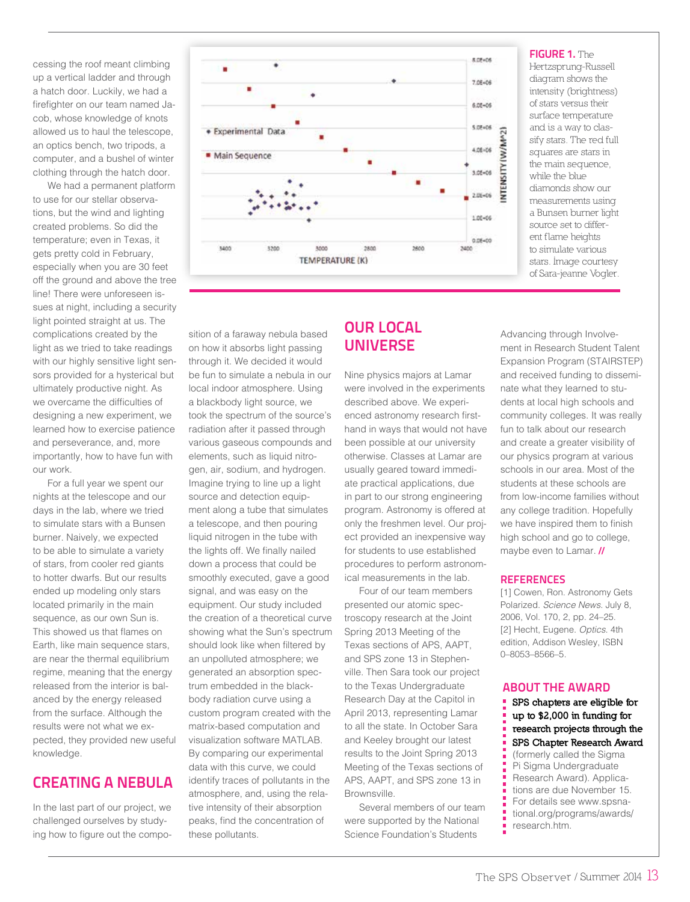cessing the roof meant climbing up a vertical ladder and through a hatch door. Luckily, we had a firefighter on our team named Jacob, whose knowledge of knots allowed us to haul the telescope, an optics bench, two tripods, a computer, and a bushel of winter clothing through the hatch door.

We had a permanent platform to use for our stellar observations, but the wind and lighting created problems. So did the temperature; even in Texas, it gets pretty cold in February, especially when you are 30 feet off the ground and above the tree line! There were unforeseen issues at night, including a security light pointed straight at us. The complications created by the light as we tried to take readings with our highly sensitive light sensors provided for a hysterical but ultimately productive night. As we overcame the difficulties of designing a new experiment, we learned how to exercise patience and perseverance, and, more importantly, how to have fun with our work.

For a full year we spent our nights at the telescope and our days in the lab, where we tried to simulate stars with a Bunsen burner. Naively, we expected to be able to simulate a variety of stars, from cooler red giants to hotter dwarfs. But our results ended up modeling only stars located primarily in the main sequence, as our own Sun is. This showed us that flames on Earth, like main sequence stars, are near the thermal equilibrium regime, meaning that the energy released from the interior is balanced by the energy released from the surface. Although the results were not what we expected, they provided new useful knowledge.

Experimental Data
Main Sequence
INTENSITY (W/M^2)
8.0E+06
7.0E+06
6.0E+06
5.0E+06
4.0E+06
3.0E+06
2.0E+06
1.0E+06
0.0E+00
3400
3200
3000
2800
2600
2400
TEMPERATURE (K)

**FIGURE 1.** The Hertzsprung-Russell diagram shows the intensity (brightness) of stars versus their surface temperature and is a way to classify stars. The red full squares are stars in the main sequence, while the blue diamonds show our measurements using a Bunsen burner light source set to different flame heights to simulate various stars. Image courtesy of Sara-jeanne Vogler.

## CREATING A NEBULA

In the last part of our project, we challenged ourselves by studying how to figure out the composition of a faraway nebula based on how it absorbs light passing through it. We decided it would be fun to simulate a nebula in our local indoor atmosphere. Using a blackbody light source, we took the spectrum of the source's radiation after it passed through various gaseous compounds and elements, such as liquid nitrogen, air, sodium, and hydrogen. Imagine trying to line up a light source and detection equipment along a tube that simulates a telescope, and then pouring liquid nitrogen in the tube with the lights off. We finally nailed down a process that could be smoothly executed, gave a good signal, and was easy on the equipment. Our study included the creation of a theoretical curve showing what the Sun's spectrum should look like when filtered by an unpolluted atmosphere; we generated an absorption spectrum embedded in the blackbody radiation curve using a custom program created with the matrix-based computation and visualization software MATLAB. By comparing our experimental data with this curve, we could identify traces of pollutants in the atmosphere, and, using the relative intensity of their absorption peaks, find the concentration of these pollutants.

## OUR LOCAL UNIVERSE

Nine physics majors at Lamar were involved in the experiments described above. We experienced astronomy research firsthand in ways that would not have been possible at our university otherwise. Classes at Lamar are usually geared toward immediate practical applications, due in part to our strong engineering program. Astronomy is offered at only the freshmen level. Our project provided an inexpensive way for students to use established procedures to perform astronomical measurements in the lab.

Four of our team members presented our atomic spectroscopy research at the Joint Spring 2013 Meeting of the Texas sections of APS, AAPT, and SPS zone 13 in Stephenville. Then Sara took our project to the Texas Undergraduate Research Day at the Capitol in April 2013, representing Lamar to all the state. In October Sara and Keeley brought our latest results to the Joint Spring 2013 Meeting of the Texas sections of APS, AAPT, and SPS zone 13 in Brownsville.

Several members of our team were supported by the National Science Foundation's Students Advancing through Involvement in Research Student Talent Expansion Program (STAIRSTEP) and received funding to disseminate what they learned to students at local high schools and community colleges. It was really fun to talk about our research and create a greater visibility of our physics program at various schools in our area. Most of the students at these schools are from low-income families without any college tradition. Hopefully we have inspired them to finish high school and go to college, maybe even to Lamar. //

## REFERENCES

[1] Cowen, Ron. Astronomy Gets Polarized. *Science News*. July 8, 2006, Vol. 170, 2, pp. 24–25.
[2] Hecht, Eugene. *Optics*. 4th edition, Addison Wesley, ISBN 0–8053–8566–5.

## ABOUT THE AWARD

**SPS chapters are eligible for up to $2,000 in funding for research projects through the SPS Chapter Research Award** (formerly called the Sigma Pi Sigma Undergraduate Research Award). Applications are due November 15. For details see www.spsnational.org/programs/awards/research.htm.